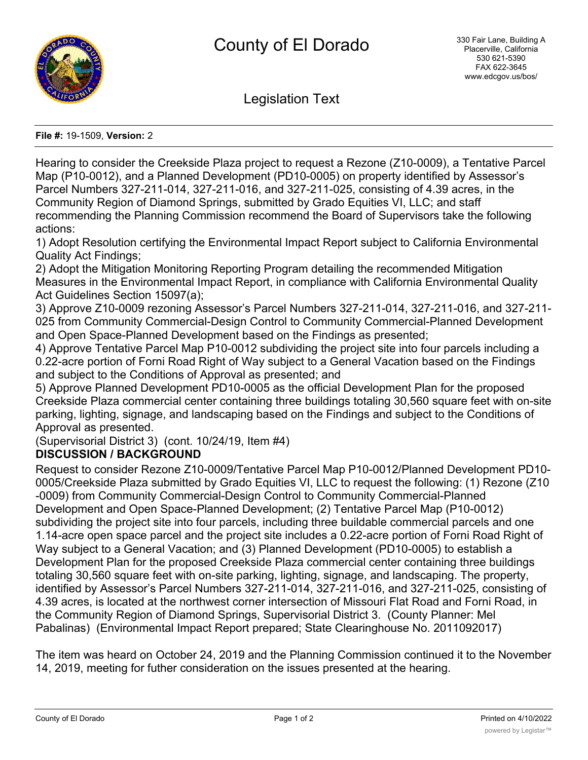# County of El Dorado

330 Fair Lane, Building A
Placerville, California
530 621-5390
FAX 622-3645
www.edcgov.us/bos/

## Legislation Text

**File #:** 19-1509, **Version:** 2

Hearing to consider the Creekside Plaza project to request a Rezone (Z10-0009), a Tentative Parcel Map (P10-0012), and a Planned Development (PD10-0005) on property identified by Assessor's Parcel Numbers 327-211-014, 327-211-016, and 327-211-025, consisting of 4.39 acres, in the Community Region of Diamond Springs, submitted by Grado Equities VI, LLC; and staff recommending the Planning Commission recommend the Board of Supervisors take the following actions:

1) Adopt Resolution certifying the Environmental Impact Report subject to California Environmental Quality Act Findings;
2) Adopt the Mitigation Monitoring Reporting Program detailing the recommended Mitigation Measures in the Environmental Impact Report, in compliance with California Environmental Quality Act Guidelines Section 15097(a);
3) Approve Z10-0009 rezoning Assessor's Parcel Numbers 327-211-014, 327-211-016, and 327-211-025 from Community Commercial-Design Control to Community Commercial-Planned Development and Open Space-Planned Development based on the Findings as presented;
4) Approve Tentative Parcel Map P10-0012 subdividing the project site into four parcels including a 0.22-acre portion of Forni Road Right of Way subject to a General Vacation based on the Findings and subject to the Conditions of Approval as presented; and
5) Approve Planned Development PD10-0005 as the official Development Plan for the proposed Creekside Plaza commercial center containing three buildings totaling 30,560 square feet with on-site parking, lighting, signage, and landscaping based on the Findings and subject to the Conditions of Approval as presented.

(Supervisorial District 3) (cont. 10/24/19, Item #4)

**DISCUSSION / BACKGROUND**

Request to consider Rezone Z10-0009/Tentative Parcel Map P10-0012/Planned Development PD10-0005/Creekside Plaza submitted by Grado Equities VI, LLC to request the following: (1) Rezone (Z10-0009) from Community Commercial-Design Control to Community Commercial-Planned Development and Open Space-Planned Development; (2) Tentative Parcel Map (P10-0012) subdividing the project site into four parcels, including three buildable commercial parcels and one 1.14-acre open space parcel and the project site includes a 0.22-acre portion of Forni Road Right of Way subject to a General Vacation; and (3) Planned Development (PD10-0005) to establish a Development Plan for the proposed Creekside Plaza commercial center containing three buildings totaling 30,560 square feet with on-site parking, lighting, signage, and landscaping. The property, identified by Assessor's Parcel Numbers 327-211-014, 327-211-016, and 327-211-025, consisting of 4.39 acres, is located at the northwest corner intersection of Missouri Flat Road and Forni Road, in the Community Region of Diamond Springs, Supervisorial District 3. (County Planner: Mel Pabalinas) (Environmental Impact Report prepared; State Clearinghouse No. 2011092017)

The item was heard on October 24, 2019 and the Planning Commission continued it to the November 14, 2019, meeting for futher consideration on the issues presented at the hearing.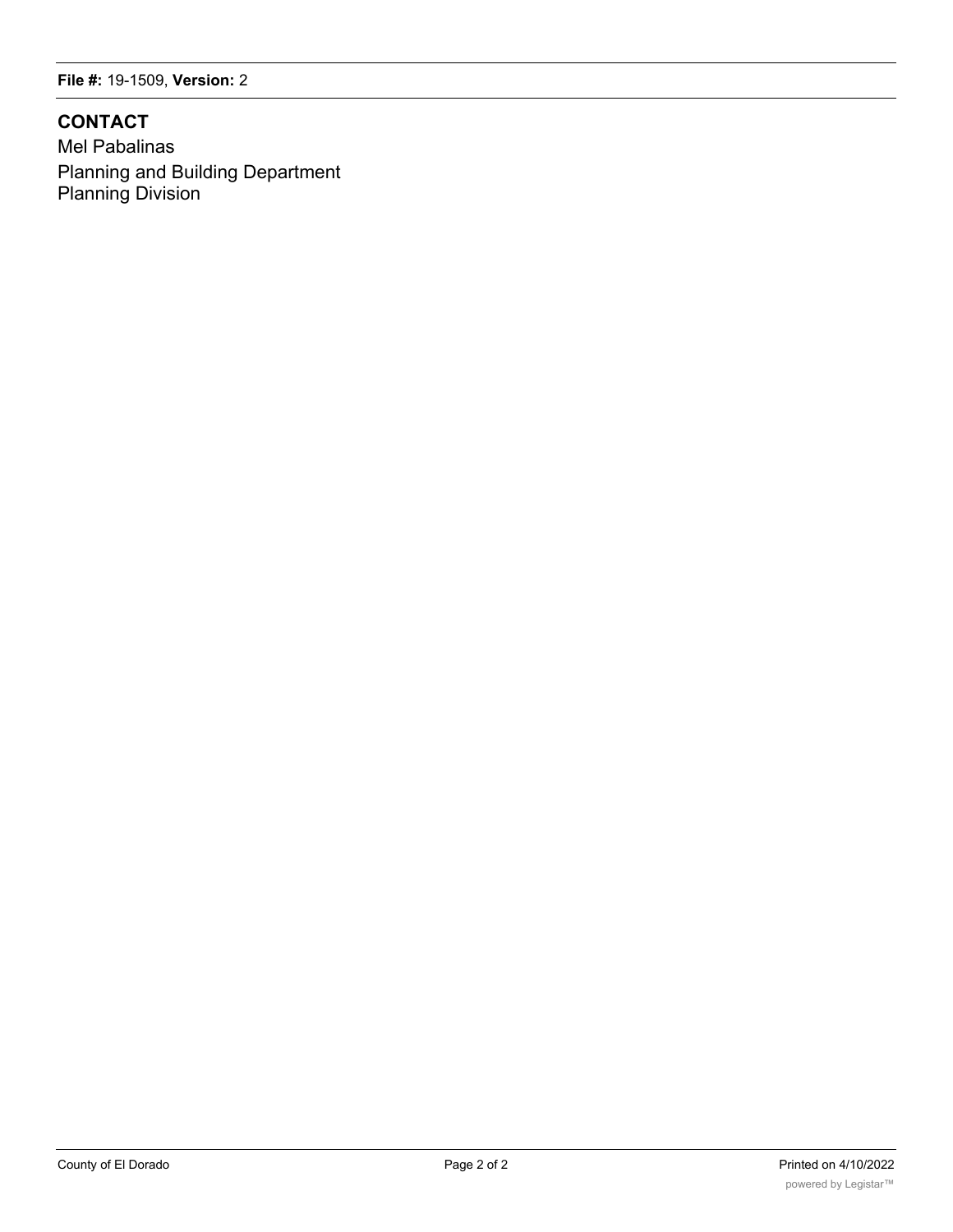**File #:** 19-1509, **Version:** 2

## CONTACT

Mel Pabalinas

Planning and Building Department
Planning Division